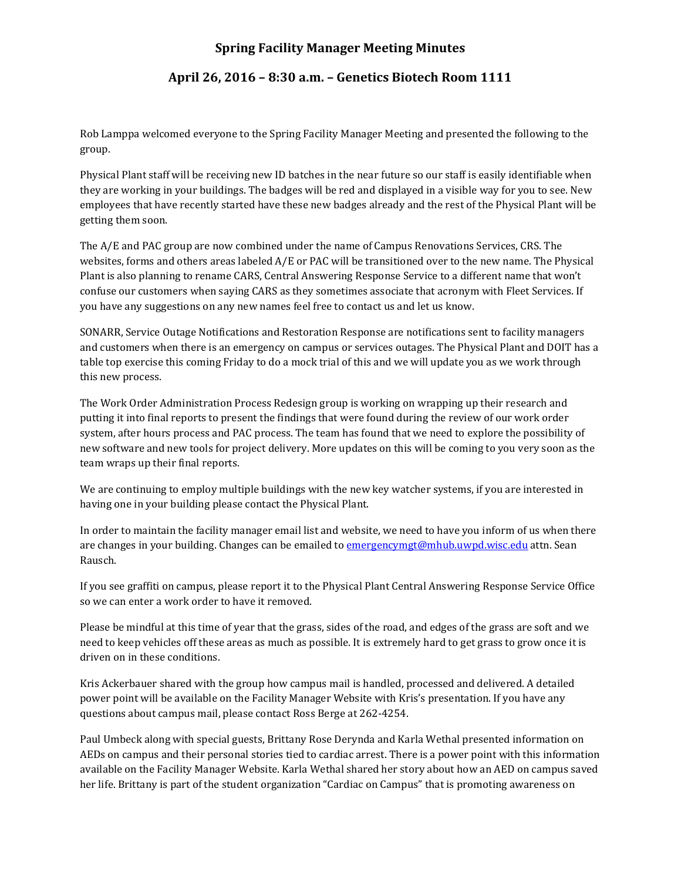# Spring Facility Manager Meeting Minutes

## April 26, 2016 – 8:30 a.m. – Genetics Biotech Room 1111

Rob Lamppa welcomed everyone to the Spring Facility Manager Meeting and presented the following to the group.

Physical Plant staff will be receiving new ID batches in the near future so our staff is easily identifiable when they are working in your buildings. The badges will be red and displayed in a visible way for you to see. New employees that have recently started have these new badges already and the rest of the Physical Plant will be getting them soon.

The A/E and PAC group are now combined under the name of Campus Renovations Services, CRS. The websites, forms and others areas labeled A/E or PAC will be transitioned over to the new name. The Physical Plant is also planning to rename CARS, Central Answering Response Service to a different name that won't confuse our customers when saying CARS as they sometimes associate that acronym with Fleet Services. If you have any suggestions on any new names feel free to contact us and let us know.

SONARR, Service Outage Notifications and Restoration Response are notifications sent to facility managers and customers when there is an emergency on campus or services outages. The Physical Plant and DOIT has a table top exercise this coming Friday to do a mock trial of this and we will update you as we work through this new process.

The Work Order Administration Process Redesign group is working on wrapping up their research and putting it into final reports to present the findings that were found during the review of our work order system, after hours process and PAC process. The team has found that we need to explore the possibility of new software and new tools for project delivery. More updates on this will be coming to you very soon as the team wraps up their final reports.

We are continuing to employ multiple buildings with the new key watcher systems, if you are interested in having one in your building please contact the Physical Plant.

In order to maintain the facility manager email list and website, we need to have you inform of us when there are changes in your building. Changes can be emailed to emergencymgt@mhub.uwpd.wisc.edu attn. Sean Rausch.

If you see graffiti on campus, please report it to the Physical Plant Central Answering Response Service Office so we can enter a work order to have it removed.

Please be mindful at this time of year that the grass, sides of the road, and edges of the grass are soft and we need to keep vehicles off these areas as much as possible. It is extremely hard to get grass to grow once it is driven on in these conditions.

Kris Ackerbauer shared with the group how campus mail is handled, processed and delivered. A detailed power point will be available on the Facility Manager Website with Kris's presentation. If you have any questions about campus mail, please contact Ross Berge at 262-4254.

Paul Umbeck along with special guests, Brittany Rose Derynda and Karla Wethal presented information on AEDs on campus and their personal stories tied to cardiac arrest. There is a power point with this information available on the Facility Manager Website. Karla Wethal shared her story about how an AED on campus saved her life. Brittany is part of the student organization "Cardiac on Campus" that is promoting awareness on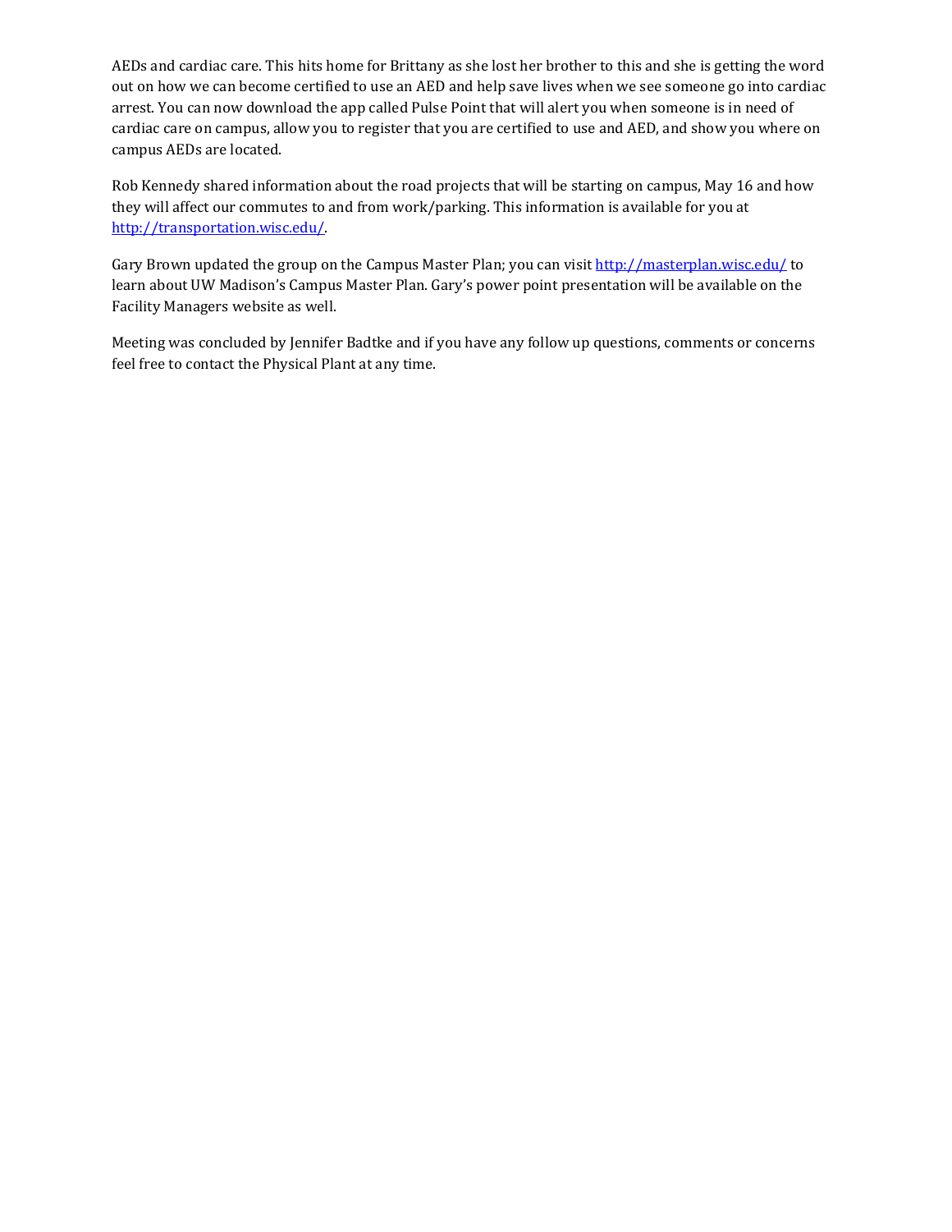AEDs and cardiac care. This hits home for Brittany as she lost her brother to this and she is getting the word out on how we can become certified to use an AED and help save lives when we see someone go into cardiac arrest. You can now download the app called Pulse Point that will alert you when someone is in need of cardiac care on campus, allow you to register that you are certified to use and AED, and show you where on campus AEDs are located.

Rob Kennedy shared information about the road projects that will be starting on campus, May 16 and how they will affect our commutes to and from work/parking. This information is available for you at http://transportation.wisc.edu/.

Gary Brown updated the group on the Campus Master Plan; you can visit http://masterplan.wisc.edu/ to learn about UW Madison's Campus Master Plan. Gary's power point presentation will be available on the Facility Managers website as well.

Meeting was concluded by Jennifer Badtke and if you have any follow up questions, comments or concerns feel free to contact the Physical Plant at any time.